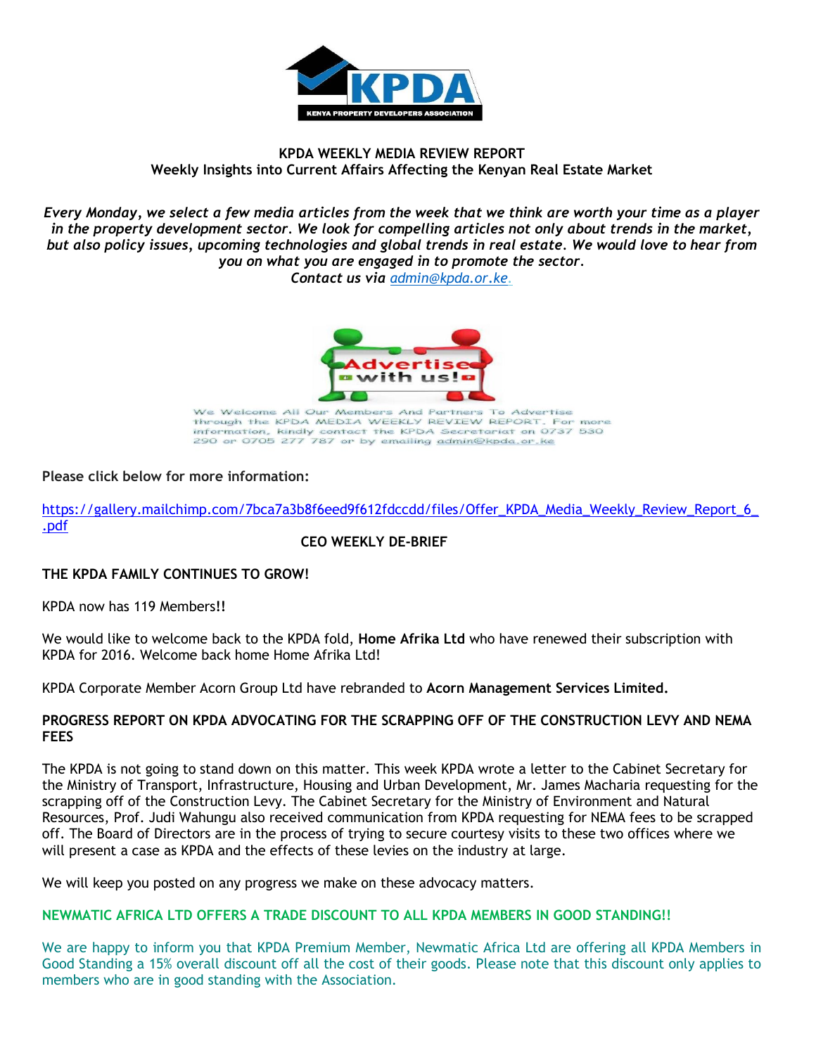# KPDA WEEKLY MEDIA REVIEW REPORT

**Weekly Insights into Current Affairs Affecting the Kenyan Real Estate Market**

*Every Monday, we select a few media articles from the week that we think are worth your time as a player in the property development sector. We look for compelling articles not only about trends in the market, but also policy issues, upcoming technologies and global trends in real estate. We would love to hear from you on what you are engaged in to promote the sector.*

*Contact us via admin@kpda.or.ke.*

We Welcome All Our Members And Partners To Advertise through the KPDA MEDIA WEEKLY REVIEW REPORT. For more information, kindly contact the KPDA Secretariat on 0737 530 290 or 0705 277 787 or by emailing admin@kpda.or.ke

**Please click below for more information:**

https://gallery.mailchimp.com/7bca7a3b8f6eed9f612fdccdd/files/Offer_KPDA_Media_Weekly_Review_Report_6_.pdf

## CEO WEEKLY DE-BRIEF

### THE KPDA FAMILY CONTINUES TO GROW!

KPDA now has 119 Members**!!**

We would like to welcome back to the KPDA fold, **Home Afrika Ltd** who have renewed their subscription with KPDA for 2016. Welcome back home Home Afrika Ltd!

KPDA Corporate Member Acorn Group Ltd have rebranded to **Acorn Management Services Limited.**

### PROGRESS REPORT ON KPDA ADVOCATING FOR THE SCRAPPING OFF OF THE CONSTRUCTION LEVY AND NEMA FEES

The KPDA is not going to stand down on this matter. This week KPDA wrote a letter to the Cabinet Secretary for the Ministry of Transport, Infrastructure, Housing and Urban Development, Mr. James Macharia requesting for the scrapping off of the Construction Levy. The Cabinet Secretary for the Ministry of Environment and Natural Resources, Prof. Judi Wahungu also received communication from KPDA requesting for NEMA fees to be scrapped off. The Board of Directors are in the process of trying to secure courtesy visits to these two offices where we will present a case as KPDA and the effects of these levies on the industry at large.

We will keep you posted on any progress we make on these advocacy matters.

### NEWMATIC AFRICA LTD OFFERS A TRADE DISCOUNT TO ALL KPDA MEMBERS IN GOOD STANDING!!

We are happy to inform you that KPDA Premium Member, Newmatic Africa Ltd are offering all KPDA Members in Good Standing a 15% overall discount off all the cost of their goods. Please note that this discount only applies to members who are in good standing with the Association.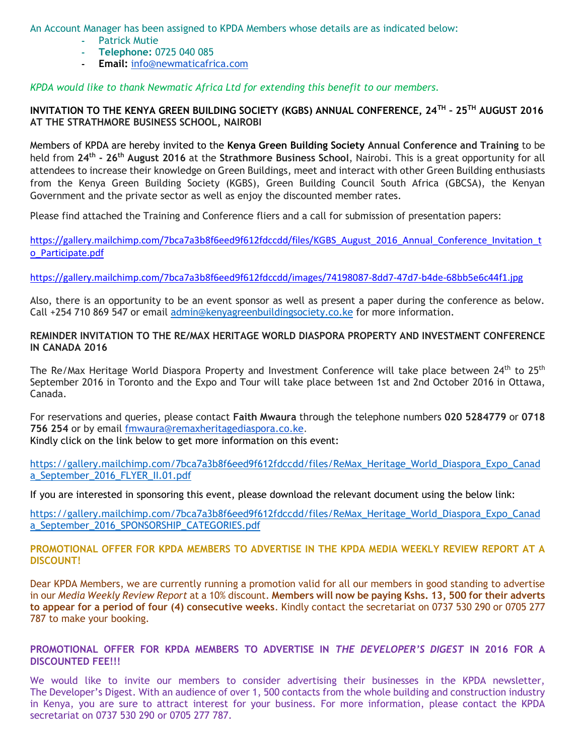An Account Manager has been assigned to KPDA Members whose details are as indicated below:

- Patrick Mutie
- **Telephone:** 0725 040 085
- **Email:** info@newmaticafrica.com

*KPDA would like to thank Newmatic Africa Ltd for extending this benefit to our members.*

**INVITATION TO THE KENYA GREEN BUILDING SOCIETY (KGBS) ANNUAL CONFERENCE, 24TH – 25TH AUGUST 2016 AT THE STRATHMORE BUSINESS SCHOOL, NAIROBI**

Members of KPDA are hereby invited to the **Kenya Green Building Society Annual Conference and Training** to be held from **24th - 26th August 2016** at the **Strathmore Business School**, Nairobi. This is a great opportunity for all attendees to increase their knowledge on Green Buildings, meet and interact with other Green Building enthusiasts from the Kenya Green Building Society (KGBS), Green Building Council South Africa (GBCSA), the Kenyan Government and the private sector as well as enjoy the discounted member rates.

Please find attached the Training and Conference fliers and a call for submission of presentation papers:

https://gallery.mailchimp.com/7bca7a3b8f6eed9f612fdccdd/files/KGBS_August_2016_Annual_Conference_Invitation_to_Participate.pdf

https://gallery.mailchimp.com/7bca7a3b8f6eed9f612fdccdd/images/74198087-8dd7-47d7-b4de-68bb5e6c44f1.jpg

Also, there is an opportunity to be an event sponsor as well as present a paper during the conference as below. Call +254 710 869 547 or email admin@kenyagreenbuildingsociety.co.ke for more information.

**REMINDER INVITATION TO THE RE/MAX HERITAGE WORLD DIASPORA PROPERTY AND INVESTMENT CONFERENCE IN CANADA 2016**

The Re/Max Heritage World Diaspora Property and Investment Conference will take place between 24th to 25th September 2016 in Toronto and the Expo and Tour will take place between 1st and 2nd October 2016 in Ottawa, Canada.

For reservations and queries, please contact **Faith Mwaura** through the telephone numbers **020 5284779** or **0718 756 254** or by email fmwaura@remaxheritagediaspora.co.ke.
Kindly click on the link below to get more information on this event:

https://gallery.mailchimp.com/7bca7a3b8f6eed9f612fdccdd/files/ReMax_Heritage_World_Diaspora_Expo_Canada_September_2016_FLYER_II.01.pdf

If you are interested in sponsoring this event, please download the relevant document using the below link:

https://gallery.mailchimp.com/7bca7a3b8f6eed9f612fdccdd/files/ReMax_Heritage_World_Diaspora_Expo_Canada_September_2016_SPONSORSHIP_CATEGORIES.pdf

**PROMOTIONAL OFFER FOR KPDA MEMBERS TO ADVERTISE IN THE KPDA MEDIA WEEKLY REVIEW REPORT AT A DISCOUNT!**

Dear KPDA Members, we are currently running a promotion valid for all our members in good standing to advertise in our *Media Weekly Review Report* at a 10% discount. **Members will now be paying Kshs. 13, 500 for their adverts to appear for a period of four (4) consecutive weeks**. Kindly contact the secretariat on 0737 530 290 or 0705 277 787 to make your booking.

**PROMOTIONAL OFFER FOR KPDA MEMBERS TO ADVERTISE IN *THE DEVELOPER'S DIGEST* IN 2016 FOR A DISCOUNTED FEE!!!**

We would like to invite our members to consider advertising their businesses in the KPDA newsletter, The Developer's Digest. With an audience of over 1, 500 contacts from the whole building and construction industry in Kenya, you are sure to attract interest for your business. For more information, please contact the KPDA secretariat on 0737 530 290 or 0705 277 787.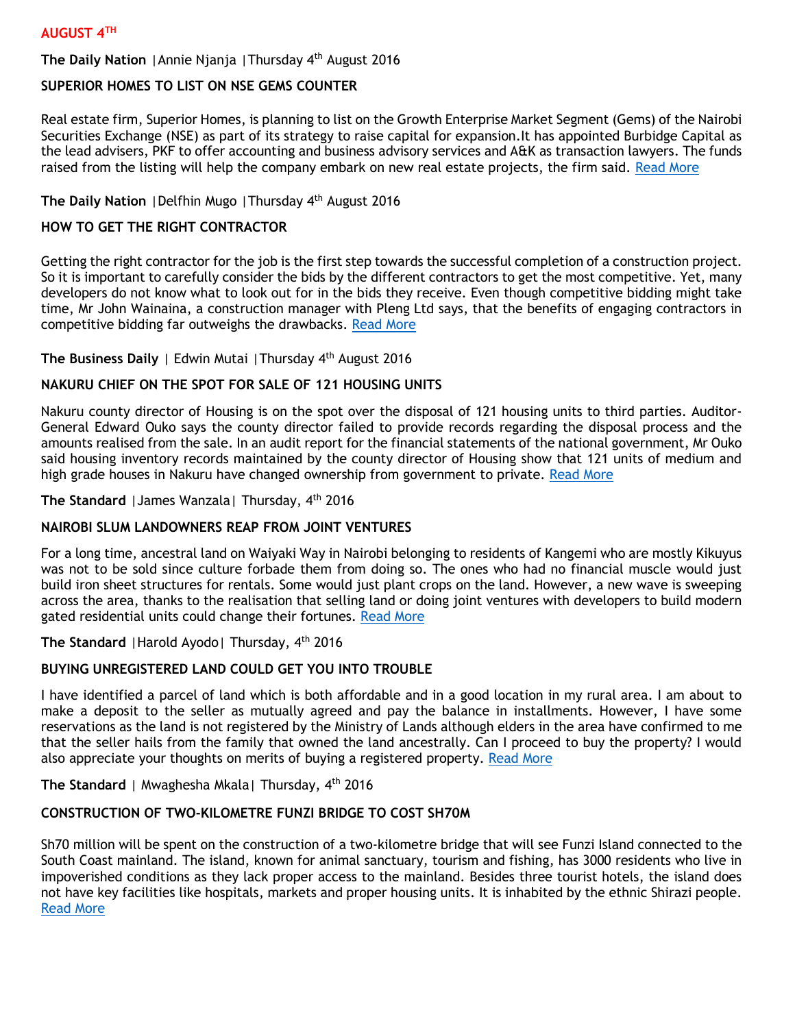## AUGUST 4TH

**The Daily Nation** |Annie Njanja |Thursday 4th August 2016

### SUPERIOR HOMES TO LIST ON NSE GEMS COUNTER

Real estate firm, Superior Homes, is planning to list on the Growth Enterprise Market Segment (Gems) of the Nairobi Securities Exchange (NSE) as part of its strategy to raise capital for expansion.It has appointed Burbidge Capital as the lead advisers, PKF to offer accounting and business advisory services and A&K as transaction lawyers. The funds raised from the listing will help the company embark on new real estate projects, the firm said. Read More

**The Daily Nation** |Delfhin Mugo |Thursday 4th August 2016

### HOW TO GET THE RIGHT CONTRACTOR

Getting the right contractor for the job is the first step towards the successful completion of a construction project. So it is important to carefully consider the bids by the different contractors to get the most competitive. Yet, many developers do not know what to look out for in the bids they receive. Even though competitive bidding might take time, Mr John Wainaina, a construction manager with Pleng Ltd says, that the benefits of engaging contractors in competitive bidding far outweighs the drawbacks. Read More

**The Business Daily** | Edwin Mutai |Thursday 4th August 2016

### NAKURU CHIEF ON THE SPOT FOR SALE OF 121 HOUSING UNITS

Nakuru county director of Housing is on the spot over the disposal of 121 housing units to third parties. Auditor-General Edward Ouko says the county director failed to provide records regarding the disposal process and the amounts realised from the sale. In an audit report for the financial statements of the national government, Mr Ouko said housing inventory records maintained by the county director of Housing show that 121 units of medium and high grade houses in Nakuru have changed ownership from government to private. Read More

**The Standard** |James Wanzala| Thursday, 4th 2016

### NAIROBI SLUM LANDOWNERS REAP FROM JOINT VENTURES

For a long time, ancestral land on Waiyaki Way in Nairobi belonging to residents of Kangemi who are mostly Kikuyus was not to be sold since culture forbade them from doing so. The ones who had no financial muscle would just build iron sheet structures for rentals. Some would just plant crops on the land. However, a new wave is sweeping across the area, thanks to the realisation that selling land or doing joint ventures with developers to build modern gated residential units could change their fortunes. Read More

**The Standard** |Harold Ayodo| Thursday, 4th 2016

### BUYING UNREGISTERED LAND COULD GET YOU INTO TROUBLE

I have identified a parcel of land which is both affordable and in a good location in my rural area. I am about to make a deposit to the seller as mutually agreed and pay the balance in installments. However, I have some reservations as the land is not registered by the Ministry of Lands although elders in the area have confirmed to me that the seller hails from the family that owned the land ancestrally. Can I proceed to buy the property? I would also appreciate your thoughts on merits of buying a registered property. Read More

**The Standard** | Mwaghesha Mkala| Thursday, 4th 2016

### CONSTRUCTION OF TWO-KILOMETRE FUNZI BRIDGE TO COST SH70M

Sh70 million will be spent on the construction of a two-kilometre bridge that will see Funzi Island connected to the South Coast mainland. The island, known for animal sanctuary, tourism and fishing, has 3000 residents who live in impoverished conditions as they lack proper access to the mainland. Besides three tourist hotels, the island does not have key facilities like hospitals, markets and proper housing units. It is inhabited by the ethnic Shirazi people. Read More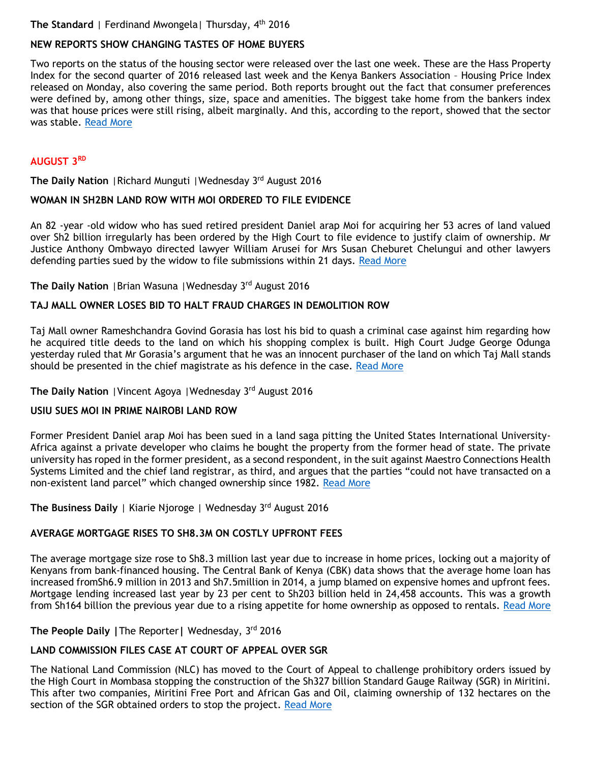**The Standard** | Ferdinand Mwongela| Thursday, 4th 2016

**NEW REPORTS SHOW CHANGING TASTES OF HOME BUYERS**

Two reports on the status of the housing sector were released over the last one week. These are the Hass Property Index for the second quarter of 2016 released last week and the Kenya Bankers Association – Housing Price Index released on Monday, also covering the same period. Both reports brought out the fact that consumer preferences were defined by, among other things, size, space and amenities. The biggest take home from the bankers index was that house prices were still rising, albeit marginally. And this, according to the report, showed that the sector was stable. Read More

## AUGUST 3RD

**The Daily Nation** |Richard Munguti |Wednesday 3rd August 2016

**WOMAN IN SH2BN LAND ROW WITH MOI ORDERED TO FILE EVIDENCE**

An 82 -year -old widow who has sued retired president Daniel arap Moi for acquiring her 53 acres of land valued over Sh2 billion irregularly has been ordered by the High Court to file evidence to justify claim of ownership. Mr Justice Anthony Ombwayo directed lawyer William Arusei for Mrs Susan Cheburet Chelungui and other lawyers defending parties sued by the widow to file submissions within 21 days. Read More

**The Daily Nation** |Brian Wasuna |Wednesday 3rd August 2016

**TAJ MALL OWNER LOSES BID TO HALT FRAUD CHARGES IN DEMOLITION ROW**

Taj Mall owner Rameshchandra Govind Gorasia has lost his bid to quash a criminal case against him regarding how he acquired title deeds to the land on which his shopping complex is built. High Court Judge George Odunga yesterday ruled that Mr Gorasia's argument that he was an innocent purchaser of the land on which Taj Mall stands should be presented in the chief magistrate as his defence in the case. Read More

**The Daily Nation** |Vincent Agoya |Wednesday 3rd August 2016

**USIU SUES MOI IN PRIME NAIROBI LAND ROW**

Former President Daniel arap Moi has been sued in a land saga pitting the United States International University-Africa against a private developer who claims he bought the property from the former head of state. The private university has roped in the former president, as a second respondent, in the suit against Maestro Connections Health Systems Limited and the chief land registrar, as third, and argues that the parties "could not have transacted on a non-existent land parcel" which changed ownership since 1982. Read More

**The Business Daily** | Kiarie Njoroge | Wednesday 3rd August 2016

**AVERAGE MORTGAGE RISES TO SH8.3M ON COSTLY UPFRONT FEES**

The average mortgage size rose to Sh8.3 million last year due to increase in home prices, locking out a majority of Kenyans from bank-financed housing. The Central Bank of Kenya (CBK) data shows that the average home loan has increased fromSh6.9 million in 2013 and Sh7.5million in 2014, a jump blamed on expensive homes and upfront fees. Mortgage lending increased last year by 23 per cent to Sh203 billion held in 24,458 accounts. This was a growth from Sh164 billion the previous year due to a rising appetite for home ownership as opposed to rentals. Read More

**The People Daily** |The Reporter| Wednesday, 3rd 2016

**LAND COMMISSION FILES CASE AT COURT OF APPEAL OVER SGR**

The National Land Commission (NLC) has moved to the Court of Appeal to challenge prohibitory orders issued by the High Court in Mombasa stopping the construction of the Sh327 billion Standard Gauge Railway (SGR) in Miritini. This after two companies, Miritini Free Port and African Gas and Oil, claiming ownership of 132 hectares on the section of the SGR obtained orders to stop the project. Read More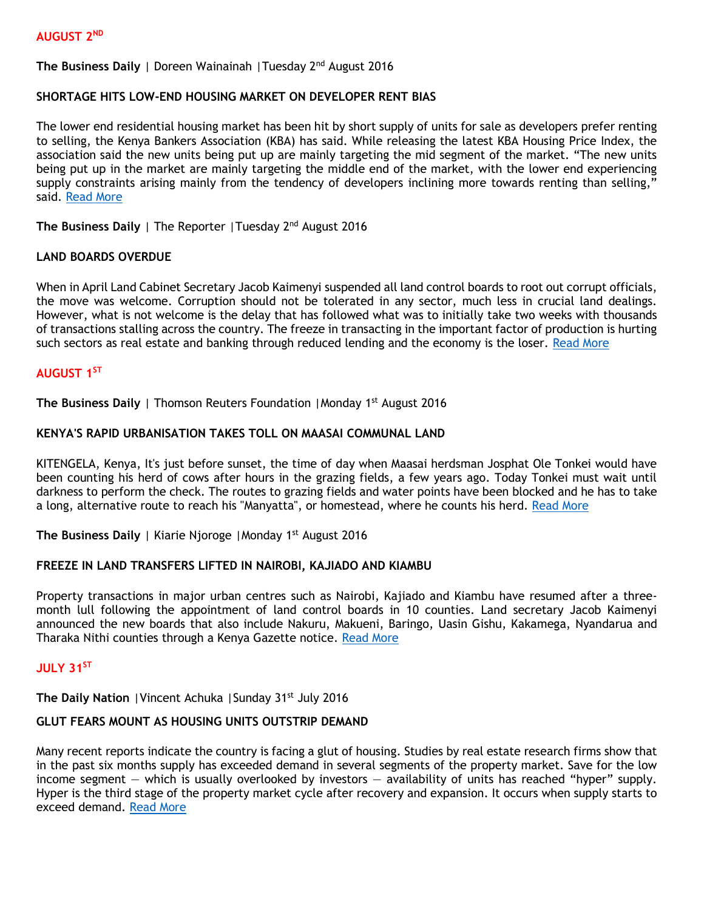## AUGUST 2ND

**The Business Daily** | Doreen Wainainah |Tuesday 2nd August 2016

### SHORTAGE HITS LOW-END HOUSING MARKET ON DEVELOPER RENT BIAS

The lower end residential housing market has been hit by short supply of units for sale as developers prefer renting to selling, the Kenya Bankers Association (KBA) has said. While releasing the latest KBA Housing Price Index, the association said the new units being put up are mainly targeting the mid segment of the market. "The new units being put up in the market are mainly targeting the middle end of the market, with the lower end experiencing supply constraints arising mainly from the tendency of developers inclining more towards renting than selling," said. Read More

**The Business Daily** | The Reporter |Tuesday 2nd August 2016

### LAND BOARDS OVERDUE

When in April Land Cabinet Secretary Jacob Kaimenyi suspended all land control boards to root out corrupt officials, the move was welcome. Corruption should not be tolerated in any sector, much less in crucial land dealings. However, what is not welcome is the delay that has followed what was to initially take two weeks with thousands of transactions stalling across the country. The freeze in transacting in the important factor of production is hurting such sectors as real estate and banking through reduced lending and the economy is the loser. Read More

## AUGUST 1ST

**The Business Daily** | Thomson Reuters Foundation |Monday 1st August 2016

### KENYA'S RAPID URBANISATION TAKES TOLL ON MAASAI COMMUNAL LAND

KITENGELA, Kenya, It's just before sunset, the time of day when Maasai herdsman Josphat Ole Tonkei would have been counting his herd of cows after hours in the grazing fields, a few years ago. Today Tonkei must wait until darkness to perform the check. The routes to grazing fields and water points have been blocked and he has to take a long, alternative route to reach his "Manyatta", or homestead, where he counts his herd. Read More

**The Business Daily** | Kiarie Njoroge |Monday 1st August 2016

### FREEZE IN LAND TRANSFERS LIFTED IN NAIROBI, KAJIADO AND KIAMBU

Property transactions in major urban centres such as Nairobi, Kajiado and Kiambu have resumed after a three-month lull following the appointment of land control boards in 10 counties. Land secretary Jacob Kaimenyi announced the new boards that also include Nakuru, Makueni, Baringo, Uasin Gishu, Kakamega, Nyandarua and Tharaka Nithi counties through a Kenya Gazette notice. Read More

## JULY 31ST

**The Daily Nation** |Vincent Achuka |Sunday 31st July 2016

### GLUT FEARS MOUNT AS HOUSING UNITS OUTSTRIP DEMAND

Many recent reports indicate the country is facing a glut of housing. Studies by real estate research firms show that in the past six months supply has exceeded demand in several segments of the property market. Save for the low income segment — which is usually overlooked by investors — availability of units has reached "hyper" supply. Hyper is the third stage of the property market cycle after recovery and expansion. It occurs when supply starts to exceed demand. Read More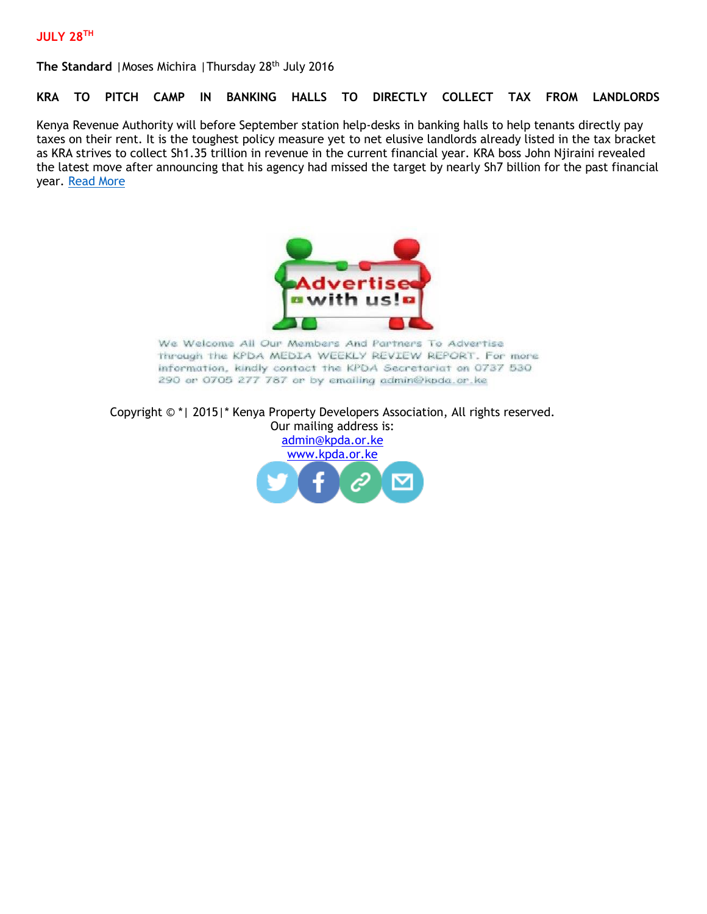**JULY 28[TH]**

**The Standard** |Moses Michira |Thursday 28th July 2016

**KRA TO PITCH CAMP IN BANKING HALLS TO DIRECTLY COLLECT TAX FROM LANDLORDS**

Kenya Revenue Authority will before September station help-desks in banking halls to help tenants directly pay taxes on their rent. It is the toughest policy measure yet to net elusive landlords already listed in the tax bracket as KRA strives to collect Sh1.35 trillion in revenue in the current financial year. KRA boss John Njiraini revealed the latest move after announcing that his agency had missed the target by nearly Sh7 billion for the past financial year. Read More

We Welcome All Our Members And Partners To Advertise Through the KPDA MEDIA WEEKLY REVIEW REPORT. For more information, kindly contact the KPDA Secretariat on 0737 530 290 or 0705 277 787 or by emailing admin@kpda.or.ke

Copyright © *| 2015|* Kenya Property Developers Association, All rights reserved.
Our mailing address is:
admin@kpda.or.ke
www.kpda.or.ke